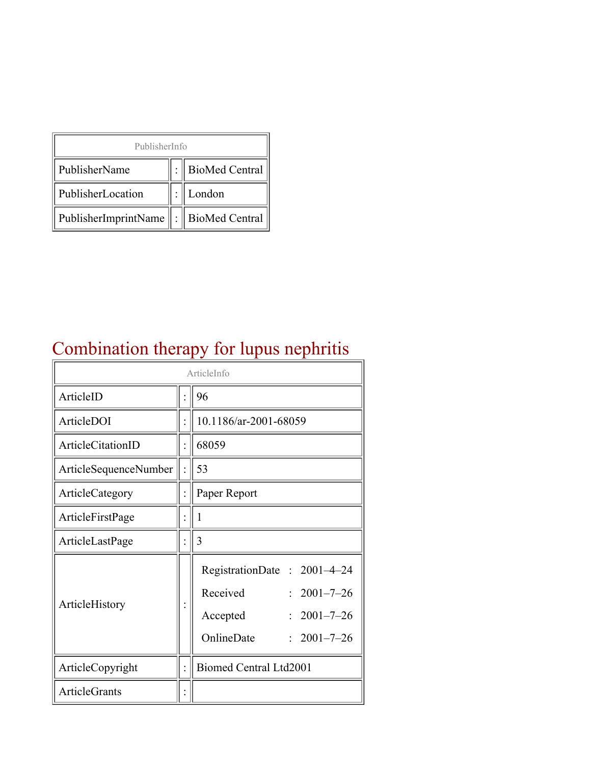| PublisherInfo | | |
|---|---|---|
| PublisherName | : | BioMed Central |
| PublisherLocation | : | London |
| PublisherImprintName | : | BioMed Central |

# Combination therapy for lupus nephritis

| ArticleInfo | | |
|---|---|---|
| ArticleID | : | 96 |
| ArticleDOI | : | 10.1186/ar-2001-68059 |
| ArticleCitationID | : | 68059 |
| ArticleSequenceNumber | : | 53 |
| ArticleCategory | : | Paper Report |
| ArticleFirstPage | : | 1 |
| ArticleLastPage | : | 3 |
| ArticleHistory | : | RegistrationDate : 2001–4–24<br>Received : 2001–7–26<br>Accepted : 2001–7–26<br>OnlineDate : 2001–7–26 |
| ArticleCopyright | : | Biomed Central Ltd2001 |
| ArticleGrants | : | |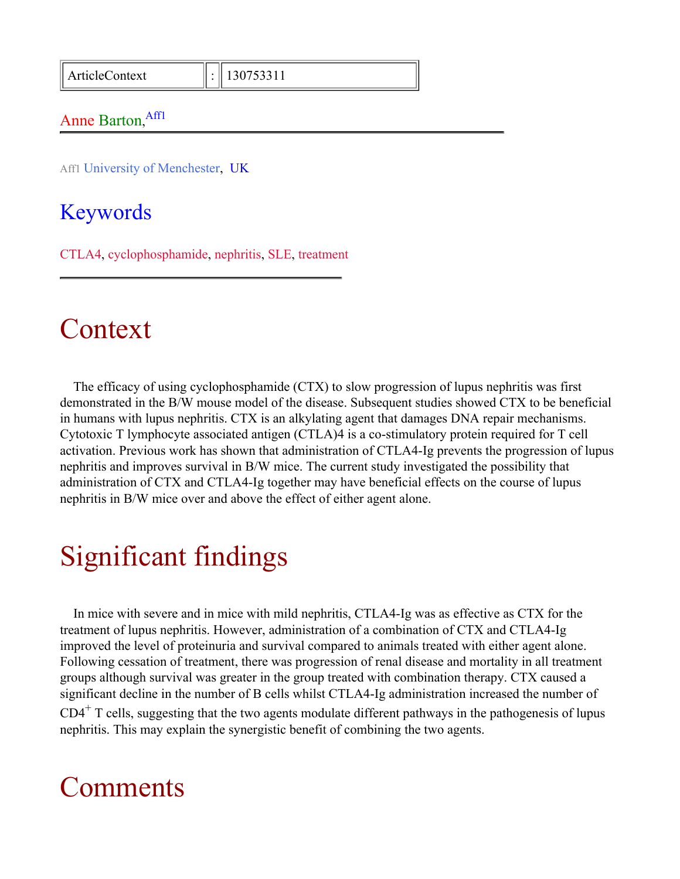| ArticleContext | : | 130753311 |
| --- | --- | --- |

Anne Barton,[Aff1]

Aff1 University of Menchester, UK

## Keywords

CTLA4, cyclophosphamide, nephritis, SLE, treatment

# Context

The efficacy of using cyclophosphamide (CTX) to slow progression of lupus nephritis was first demonstrated in the B/W mouse model of the disease. Subsequent studies showed CTX to be beneficial in humans with lupus nephritis. CTX is an alkylating agent that damages DNA repair mechanisms. Cytotoxic T lymphocyte associated antigen (CTLA)4 is a co-stimulatory protein required for T cell activation. Previous work has shown that administration of CTLA4-Ig prevents the progression of lupus nephritis and improves survival in B/W mice. The current study investigated the possibility that administration of CTX and CTLA4-Ig together may have beneficial effects on the course of lupus nephritis in B/W mice over and above the effect of either agent alone.

# Significant findings

In mice with severe and in mice with mild nephritis, CTLA4-Ig was as effective as CTX for the treatment of lupus nephritis. However, administration of a combination of CTX and CTLA4-Ig improved the level of proteinuria and survival compared to animals treated with either agent alone. Following cessation of treatment, there was progression of renal disease and mortality in all treatment groups although survival was greater in the group treated with combination therapy. CTX caused a significant decline in the number of B cells whilst CTLA4-Ig administration increased the number of $CD4^+$ T cells, suggesting that the two agents modulate different pathways in the pathogenesis of lupus nephritis. This may explain the synergistic benefit of combining the two agents.

# Comments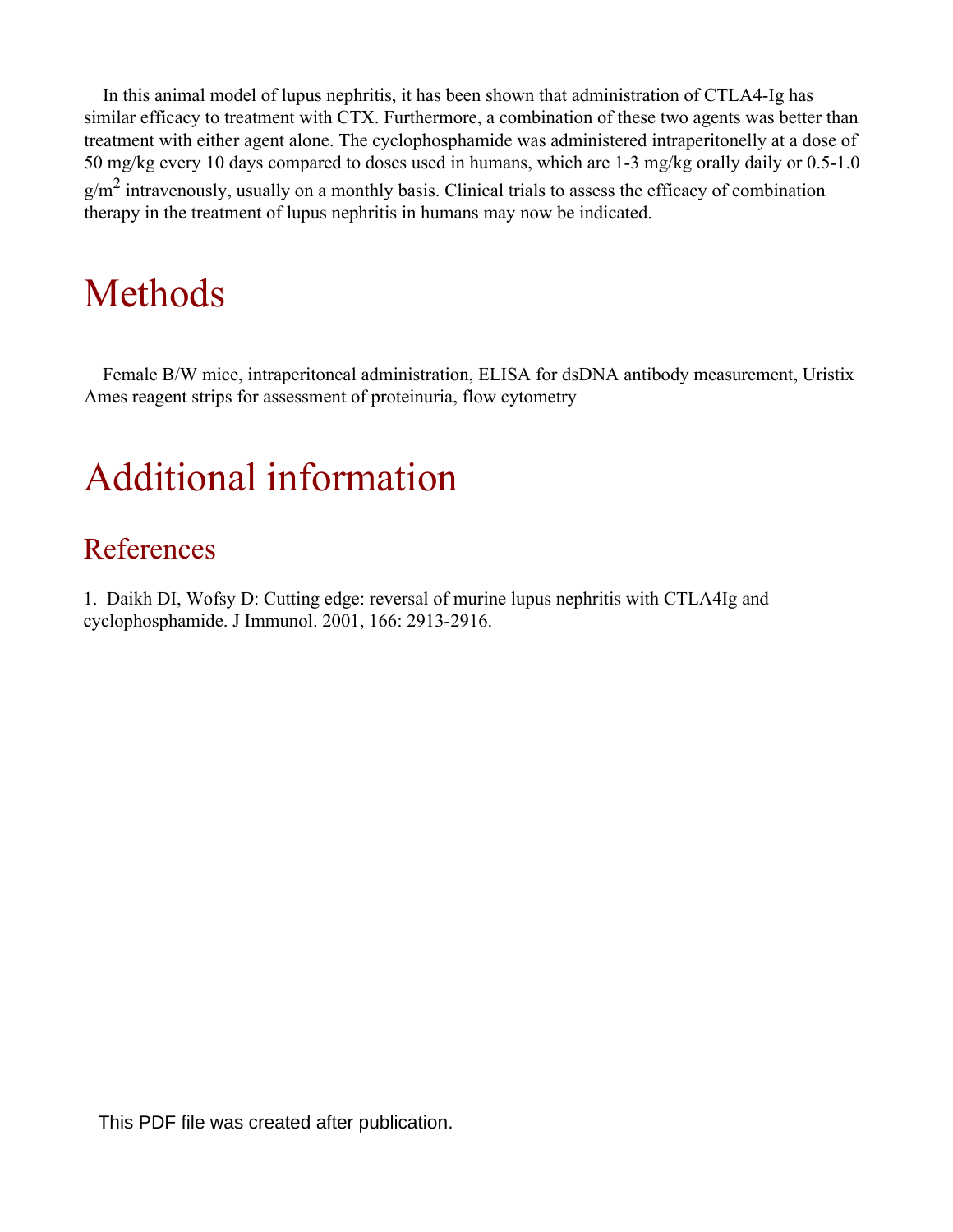In this animal model of lupus nephritis, it has been shown that administration of CTLA4-Ig has similar efficacy to treatment with CTX. Furthermore, a combination of these two agents was better than treatment with either agent alone. The cyclophosphamide was administered intraperitonelly at a dose of 50 mg/kg every 10 days compared to doses used in humans, which are 1-3 mg/kg orally daily or 0.5-1.0 $g/m^2$ intravenously, usually on a monthly basis. Clinical trials to assess the efficacy of combination therapy in the treatment of lupus nephritis in humans may now be indicated.

# Methods

Female B/W mice, intraperitoneal administration, ELISA for dsDNA antibody measurement, Uristix Ames reagent strips for assessment of proteinuria, flow cytometry

# Additional information

## References

1. Daikh DI, Wofsy D: Cutting edge: reversal of murine lupus nephritis with CTLA4Ig and cyclophosphamide. J Immunol. 2001, 166: 2913-2916.

This PDF file was created after publication.